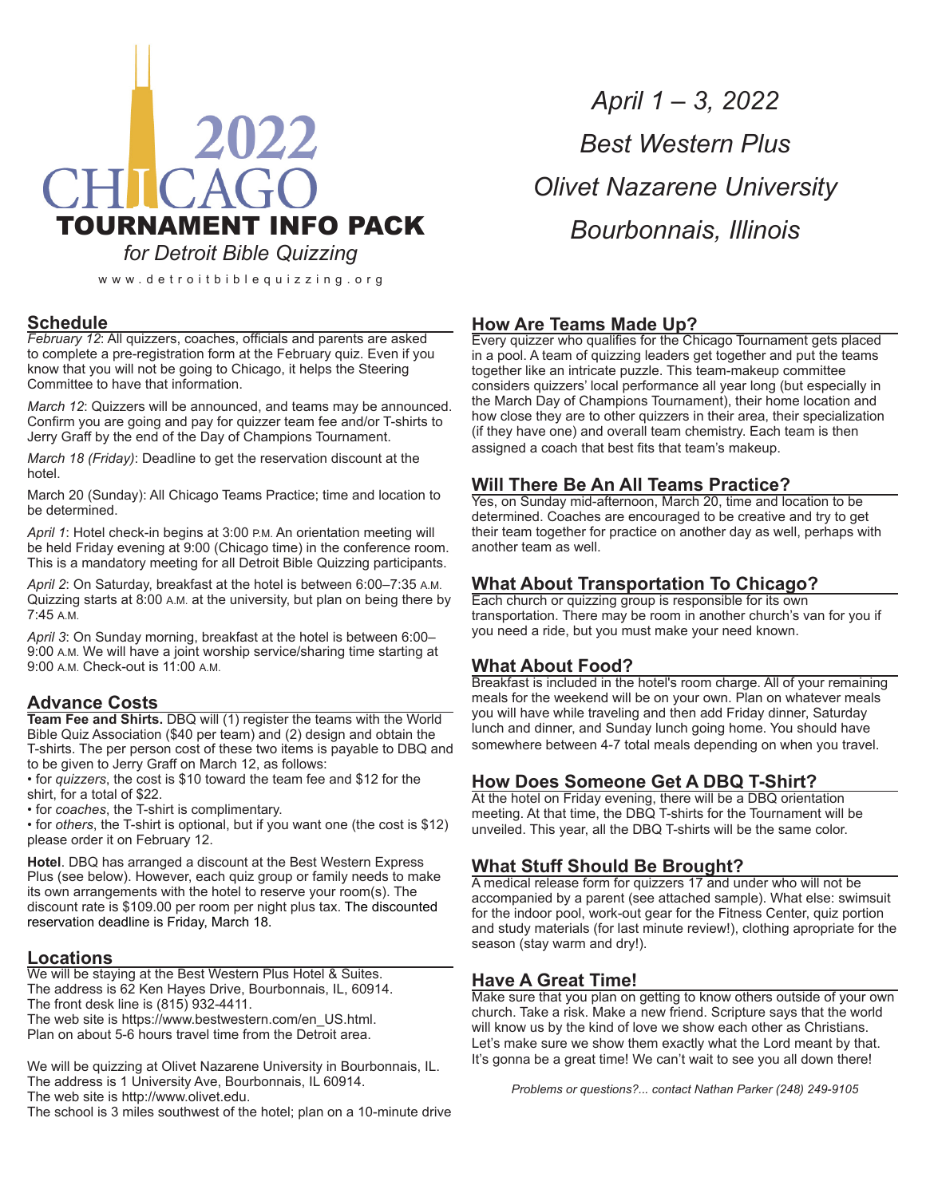# 2022 CHICAGO TOURNAMENT INFO PACK

*for Detroit Bible Quizzing*

www.detroitbiblequizzing.org

*April 1 – 3, 2022*

*Best Western Plus*

*Olivet Nazarene University*

*Bourbonnais, Illinois*

## Schedule

*February 12*: All quizzers, coaches, officials and parents are asked to complete a pre-registration form at the February quiz. Even if you know that you will not be going to Chicago, it helps the Steering Committee to have that information.

*March 12*: Quizzers will be announced, and teams may be announced. Confirm you are going and pay for quizzer team fee and/or T-shirts to Jerry Graff by the end of the Day of Champions Tournament.

*March 18 (Friday)*: Deadline to get the reservation discount at the hotel.

March 20 (Sunday): All Chicago Teams Practice; time and location to be determined.

*April 1*: Hotel check-in begins at 3:00 P.M. An orientation meeting will be held Friday evening at 9:00 (Chicago time) in the conference room. This is a mandatory meeting for all Detroit Bible Quizzing participants.

*April 2*: On Saturday, breakfast at the hotel is between 6:00–7:35 A.M. Quizzing starts at 8:00 A.M. at the university, but plan on being there by 7:45 A.M.

*April 3*: On Sunday morning, breakfast at the hotel is between 6:00–9:00 A.M. We will have a joint worship service/sharing time starting at 9:00 A.M. Check-out is 11:00 A.M.

## Advance Costs

**Team Fee and Shirts.** DBQ will (1) register the teams with the World Bible Quiz Association ($40 per team) and (2) design and obtain the T-shirts. The per person cost of these two items is payable to DBQ and to be given to Jerry Graff on March 12, as follows:

- for *quizzers*, the cost is $10 toward the team fee and $12 for the shirt, for a total of $22.
- for *coaches*, the T-shirt is complimentary.
- for *others*, the T-shirt is optional, but if you want one (the cost is $12) please order it on February 12.

**Hotel**. DBQ has arranged a discount at the Best Western Express Plus (see below). However, each quiz group or family needs to make its own arrangements with the hotel to reserve your room(s). The discount rate is $109.00 per room per night plus tax. The discounted reservation deadline is Friday, March 18.

## Locations

We will be staying at the Best Western Plus Hotel & Suites.
The address is 62 Ken Hayes Drive, Bourbonnais, IL, 60914.
The front desk line is (815) 932-4411.
The web site is https://www.bestwestern.com/en_US.html.
Plan on about 5-6 hours travel time from the Detroit area.

We will be quizzing at Olivet Nazarene University in Bourbonnais, IL.
The address is 1 University Ave, Bourbonnais, IL 60914.
The web site is http://www.olivet.edu.
The school is 3 miles southwest of the hotel; plan on a 10-minute drive

## How Are Teams Made Up?

Every quizzer who qualifies for the Chicago Tournament gets placed in a pool. A team of quizzing leaders get together and put the teams together like an intricate puzzle. This team-makeup committee considers quizzers' local performance all year long (but especially in the March Day of Champions Tournament), their home location and how close they are to other quizzers in their area, their specialization (if they have one) and overall team chemistry. Each team is then assigned a coach that best fits that team's makeup.

## Will There Be An All Teams Practice?

Yes, on Sunday mid-afternoon, March 20, time and location to be determined. Coaches are encouraged to be creative and try to get their team together for practice on another day as well, perhaps with another team as well.

## What About Transportation To Chicago?

Each church or quizzing group is responsible for its own transportation. There may be room in another church's van for you if you need a ride, but you must make your need known.

## What About Food?

Breakfast is included in the hotel's room charge. All of your remaining meals for the weekend will be on your own. Plan on whatever meals you will have while traveling and then add Friday dinner, Saturday lunch and dinner, and Sunday lunch going home. You should have somewhere between 4-7 total meals depending on when you travel.

## How Does Someone Get A DBQ T-Shirt?

At the hotel on Friday evening, there will be a DBQ orientation meeting. At that time, the DBQ T-shirts for the Tournament will be unveiled. This year, all the DBQ T-shirts will be the same color.

## What Stuff Should Be Brought?

A medical release form for quizzers 17 and under who will not be accompanied by a parent (see attached sample). What else: swimsuit for the indoor pool, work-out gear for the Fitness Center, quiz portion and study materials (for last minute review!), clothing apropriate for the season (stay warm and dry!).

## Have A Great Time!

Make sure that you plan on getting to know others outside of your own church. Take a risk. Make a new friend. Scripture says that the world will know us by the kind of love we show each other as Christians. Let's make sure we show them exactly what the Lord meant by that. It's gonna be a great time! We can't wait to see you all down there!

*Problems or questions?... contact Nathan Parker (248) 249-9105*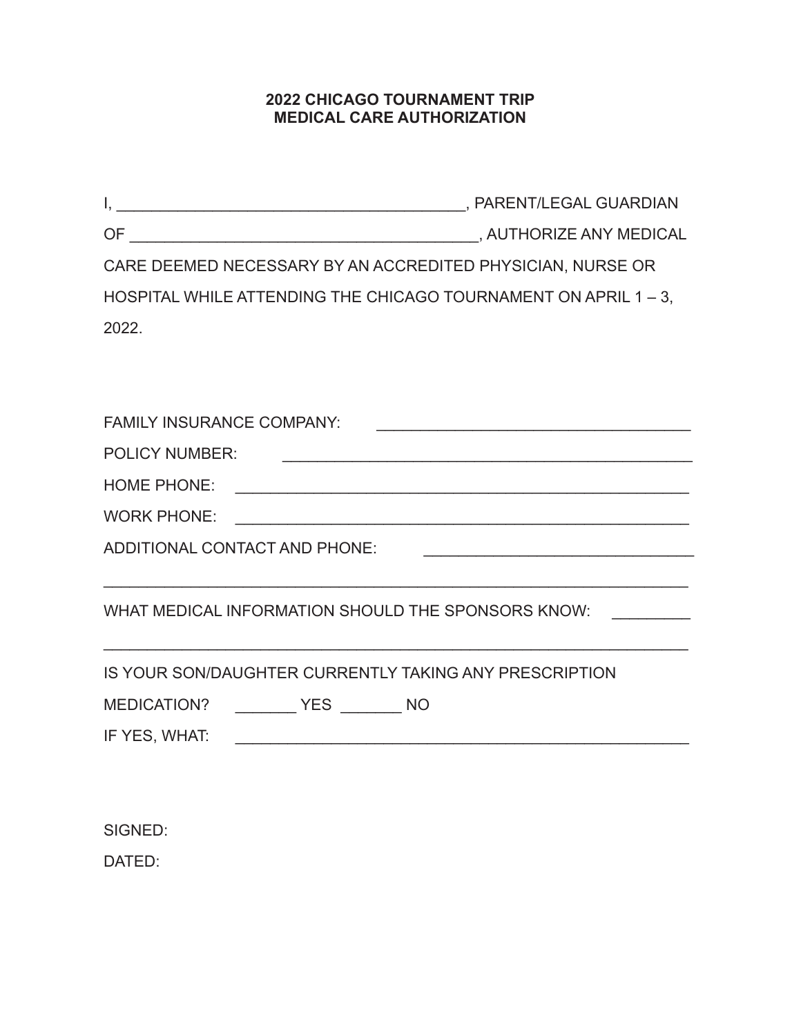**2022 CHICAGO TOURNAMENT TRIP**
**MEDICAL CARE AUTHORIZATION**

I, ______________________________________, PARENT/LEGAL GUARDIAN OF ______________________________________, AUTHORIZE ANY MEDICAL CARE DEEMED NECESSARY BY AN ACCREDITED PHYSICIAN, NURSE OR HOSPITAL WHILE ATTENDING THE CHICAGO TOURNAMENT ON APRIL 1 – 3, 2022.

FAMILY INSURANCE COMPANY: ___________________________________

POLICY NUMBER: ______________________________________________

HOME PHONE: ________________________________________________

WORK PHONE: ________________________________________________

ADDITIONAL CONTACT AND PHONE: ______________________________

_________________________________________________________________

WHAT MEDICAL INFORMATION SHOULD THE SPONSORS KNOW: ________

_________________________________________________________________

IS YOUR SON/DAUGHTER CURRENTLY TAKING ANY PRESCRIPTION MEDICATION? _______ YES _______ NO

IF YES, WHAT: _______________________________________________

SIGNED:

DATED: